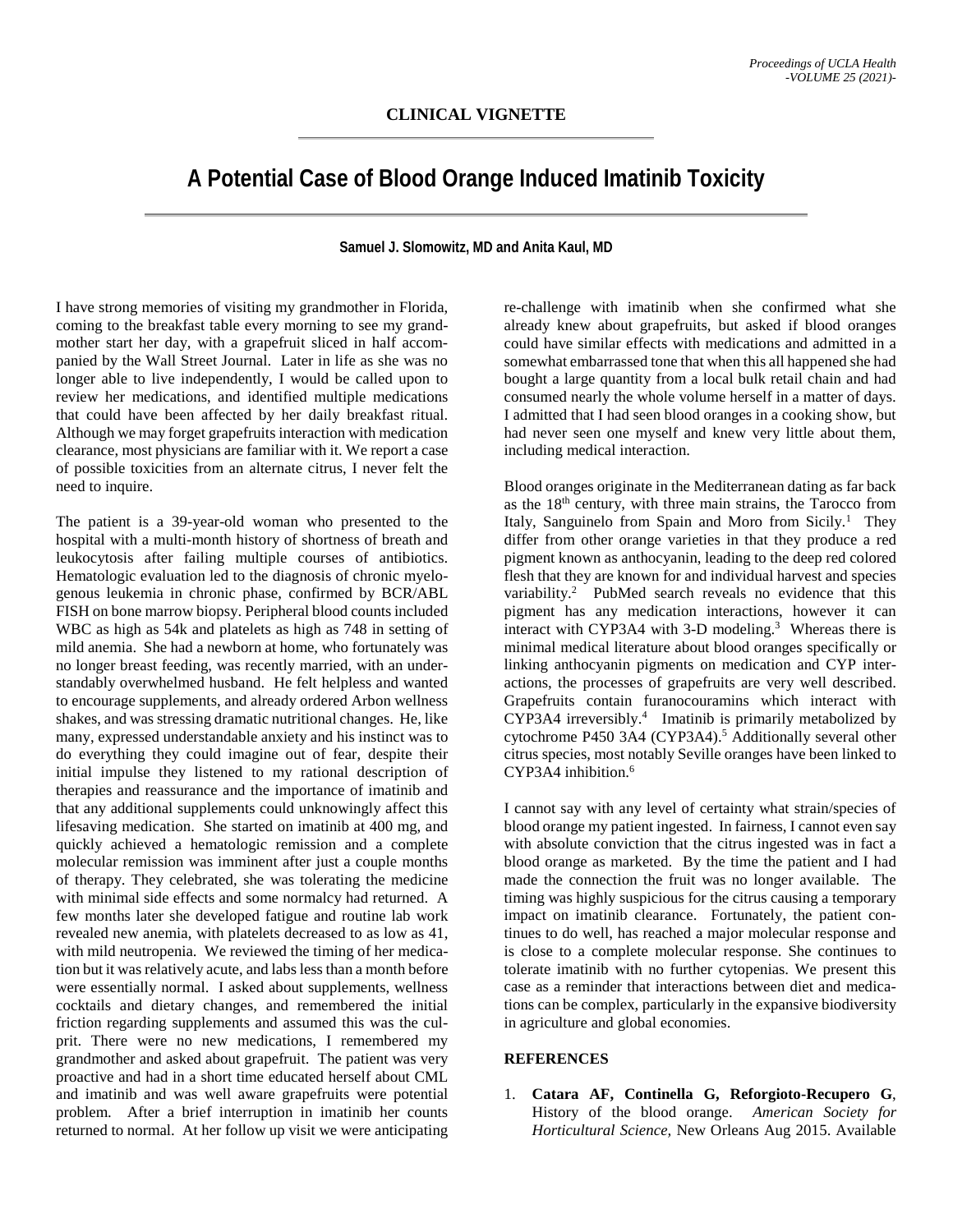## CLINICAL VIGNETTE

# A Potential Case of Blood Orange Induced Imatinib Toxicity

**Samuel J. Slomowitz, MD and Anita Kaul, MD**

I have strong memories of visiting my grandmother in Florida, coming to the breakfast table every morning to see my grandmother start her day, with a grapefruit sliced in half accompanied by the Wall Street Journal. Later in life as she was no longer able to live independently, I would be called upon to review her medications, and identified multiple medications that could have been affected by her daily breakfast ritual. Although we may forget grapefruits interaction with medication clearance, most physicians are familiar with it. We report a case of possible toxicities from an alternate citrus, I never felt the need to inquire.

The patient is a 39-year-old woman who presented to the hospital with a multi-month history of shortness of breath and leukocytosis after failing multiple courses of antibiotics. Hematologic evaluation led to the diagnosis of chronic myelogenous leukemia in chronic phase, confirmed by BCR/ABL FISH on bone marrow biopsy. Peripheral blood counts included WBC as high as 54k and platelets as high as 748 in setting of mild anemia. She had a newborn at home, who fortunately was no longer breast feeding, was recently married, with an understandably overwhelmed husband. He felt helpless and wanted to encourage supplements, and already ordered Arbon wellness shakes, and was stressing dramatic nutritional changes. He, like many, expressed understandable anxiety and his instinct was to do everything they could imagine out of fear, despite their initial impulse they listened to my rational description of therapies and reassurance and the importance of imatinib and that any additional supplements could unknowingly affect this lifesaving medication. She started on imatinib at 400 mg, and quickly achieved a hematologic remission and a complete molecular remission was imminent after just a couple months of therapy. They celebrated, she was tolerating the medicine with minimal side effects and some normalcy had returned. A few months later she developed fatigue and routine lab work revealed new anemia, with platelets decreased to as low as 41, with mild neutropenia. We reviewed the timing of her medication but it was relatively acute, and labs less than a month before were essentially normal. I asked about supplements, wellness cocktails and dietary changes, and remembered the initial friction regarding supplements and assumed this was the culprit. There were no new medications, I remembered my grandmother and asked about grapefruit. The patient was very proactive and had in a short time educated herself about CML and imatinib and was well aware grapefruits were potential problem. After a brief interruption in imatinib her counts returned to normal. At her follow up visit we were anticipating re-challenge with imatinib when she confirmed what she already knew about grapefruits, but asked if blood oranges could have similar effects with medications and admitted in a somewhat embarrassed tone that when this all happened she had bought a large quantity from a local bulk retail chain and had consumed nearly the whole volume herself in a matter of days. I admitted that I had seen blood oranges in a cooking show, but had never seen one myself and knew very little about them, including medical interaction.

Blood oranges originate in the Mediterranean dating as far back as the 18th century, with three main strains, the Tarocco from Italy, Sanguinelo from Spain and Moro from Sicily.[1] They differ from other orange varieties in that they produce a red pigment known as anthocyanin, leading to the deep red colored flesh that they are known for and individual harvest and species variability.[2] PubMed search reveals no evidence that this pigment has any medication interactions, however it can interact with CYP3A4 with 3-D modeling.[3] Whereas there is minimal medical literature about blood oranges specifically or linking anthocyanin pigments on medication and CYP interactions, the processes of grapefruits are very well described. Grapefruits contain furanocouramins which interact with CYP3A4 irreversibly.[4] Imatinib is primarily metabolized by cytochrome P450 3A4 (CYP3A4).[5] Additionally several other citrus species, most notably Seville oranges have been linked to CYP3A4 inhibition.[6]

I cannot say with any level of certainty what strain/species of blood orange my patient ingested. In fairness, I cannot even say with absolute conviction that the citrus ingested was in fact a blood orange as marketed. By the time the patient and I had made the connection the fruit was no longer available. The timing was highly suspicious for the citrus causing a temporary impact on imatinib clearance. Fortunately, the patient continues to do well, has reached a major molecular response and is close to a complete molecular response. She continues to tolerate imatinib with no further cytopenias. We present this case as a reminder that interactions between diet and medications can be complex, particularly in the expansive biodiversity in agriculture and global economies.

## REFERENCES

1. **Catara AF, Continella G, Reforgioto-Recupero G**, History of the blood orange. *American Society for Horticultural Science*, New Orleans Aug 2015. Available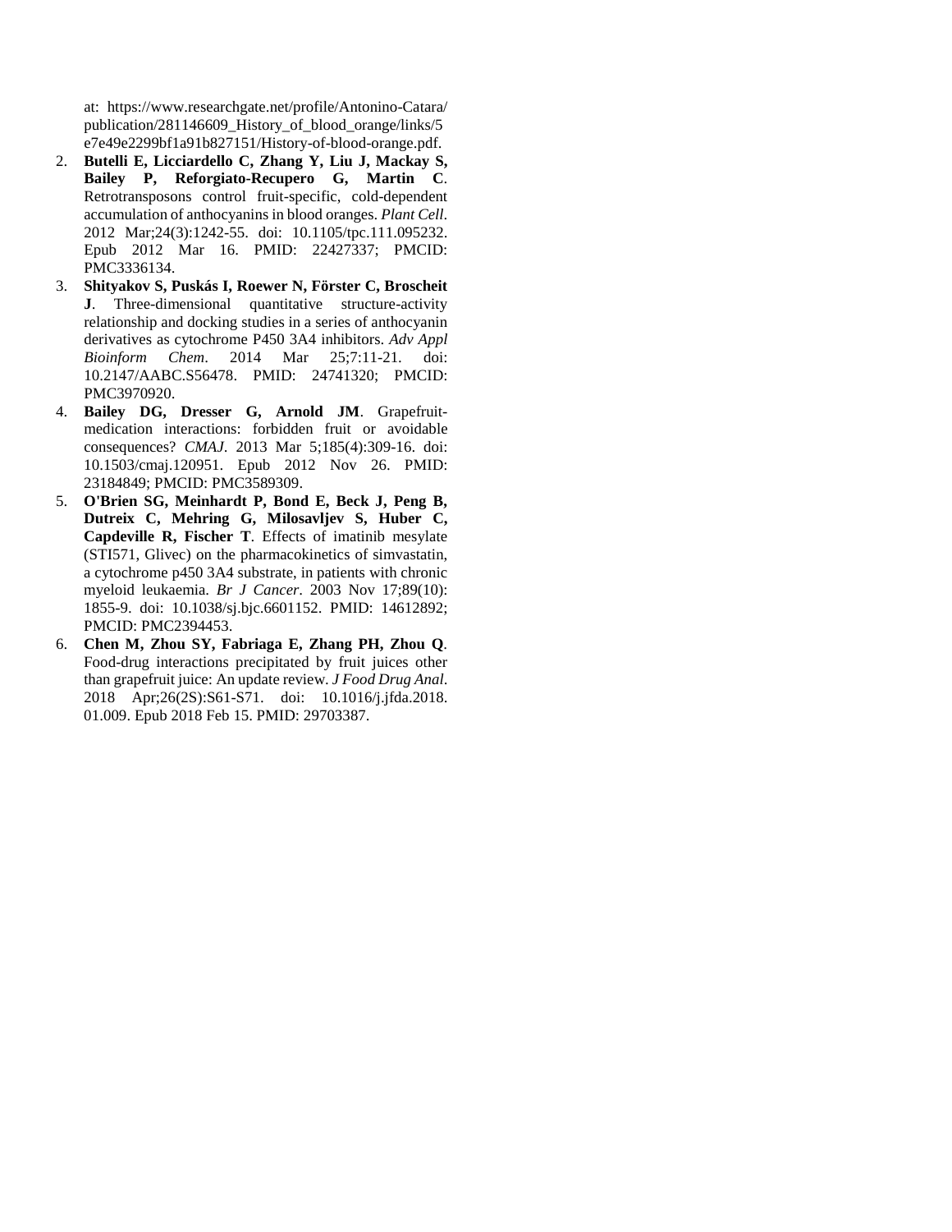at: https://www.researchgate.net/profile/Antonino-Catara/publication/281146609_History_of_blood_orange/links/5e7e49e2299bf1a91b827151/History-of-blood-orange.pdf.

2. **Butelli E, Licciardello C, Zhang Y, Liu J, Mackay S, Bailey P, Reforgiato-Recupero G, Martin C**. Retrotransposons control fruit-specific, cold-dependent accumulation of anthocyanins in blood oranges. *Plant Cell*. 2012 Mar;24(3):1242-55. doi: 10.1105/tpc.111.095232. Epub 2012 Mar 16. PMID: 22427337; PMCID: PMC3336134.
3. **Shityakov S, Puskás I, Roewer N, Förster C, Broscheit J**. Three-dimensional quantitative structure-activity relationship and docking studies in a series of anthocyanin derivatives as cytochrome P450 3A4 inhibitors. *Adv Appl Bioinform Chem*. 2014 Mar 25;7:11-21. doi: 10.2147/AABC.S56478. PMID: 24741320; PMCID: PMC3970920.
4. **Bailey DG, Dresser G, Arnold JM**. Grapefruit-medication interactions: forbidden fruit or avoidable consequences? *CMAJ*. 2013 Mar 5;185(4):309-16. doi: 10.1503/cmaj.120951. Epub 2012 Nov 26. PMID: 23184849; PMCID: PMC3589309.
5. **O'Brien SG, Meinhardt P, Bond E, Beck J, Peng B, Dutreix C, Mehring G, Milosavljev S, Huber C, Capdeville R, Fischer T**. Effects of imatinib mesylate (STI571, Glivec) on the pharmacokinetics of simvastatin, a cytochrome p450 3A4 substrate, in patients with chronic myeloid leukaemia. *Br J Cancer*. 2003 Nov 17;89(10): 1855-9. doi: 10.1038/sj.bjc.6601152. PMID: 14612892; PMCID: PMC2394453.
6. **Chen M, Zhou SY, Fabriaga E, Zhang PH, Zhou Q**. Food-drug interactions precipitated by fruit juices other than grapefruit juice: An update review. *J Food Drug Anal*. 2018 Apr;26(2S):S61-S71. doi: 10.1016/j.jfda.2018.01.009. Epub 2018 Feb 15. PMID: 29703387.